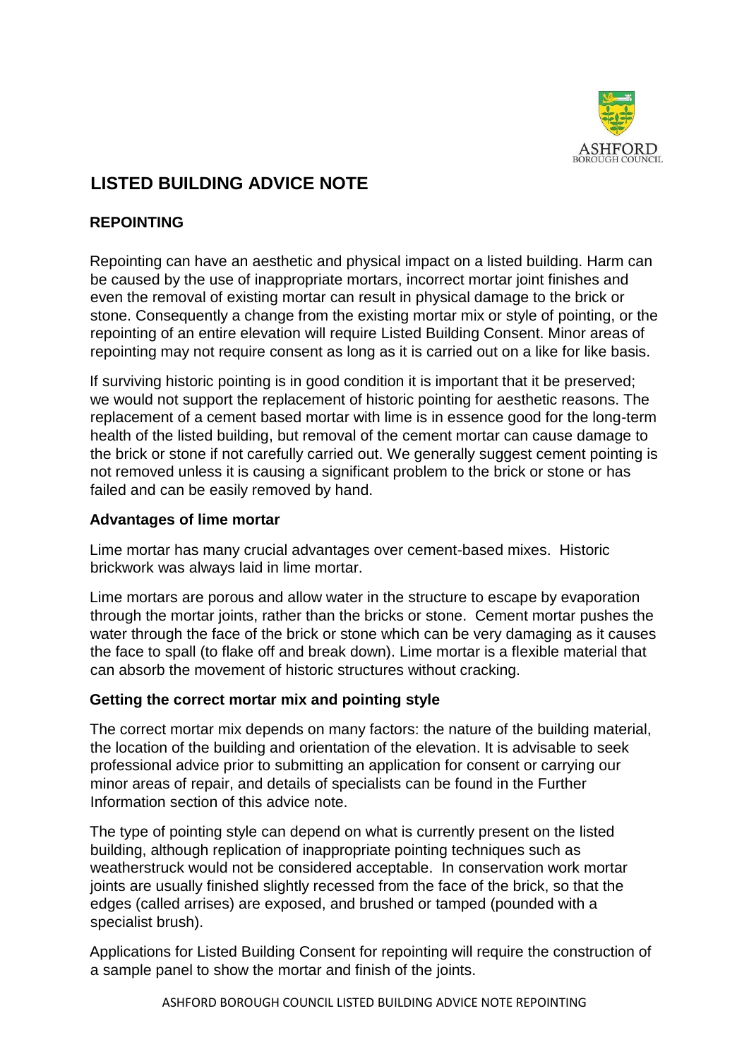# LISTED BUILDING ADVICE NOTE

## REPOINTING

Repointing can have an aesthetic and physical impact on a listed building. Harm can be caused by the use of inappropriate mortars, incorrect mortar joint finishes and even the removal of existing mortar can result in physical damage to the brick or stone. Consequently a change from the existing mortar mix or style of pointing, or the repointing of an entire elevation will require Listed Building Consent. Minor areas of repointing may not require consent as long as it is carried out on a like for like basis.

If surviving historic pointing is in good condition it is important that it be preserved; we would not support the replacement of historic pointing for aesthetic reasons. The replacement of a cement based mortar with lime is in essence good for the long-term health of the listed building, but removal of the cement mortar can cause damage to the brick or stone if not carefully carried out. We generally suggest cement pointing is not removed unless it is causing a significant problem to the brick or stone or has failed and can be easily removed by hand.

### Advantages of lime mortar

Lime mortar has many crucial advantages over cement-based mixes. Historic brickwork was always laid in lime mortar.

Lime mortars are porous and allow water in the structure to escape by evaporation through the mortar joints, rather than the bricks or stone. Cement mortar pushes the water through the face of the brick or stone which can be very damaging as it causes the face to spall (to flake off and break down). Lime mortar is a flexible material that can absorb the movement of historic structures without cracking.

### Getting the correct mortar mix and pointing style

The correct mortar mix depends on many factors: the nature of the building material, the location of the building and orientation of the elevation. It is advisable to seek professional advice prior to submitting an application for consent or carrying our minor areas of repair, and details of specialists can be found in the Further Information section of this advice note.

The type of pointing style can depend on what is currently present on the listed building, although replication of inappropriate pointing techniques such as weatherstruck would not be considered acceptable. In conservation work mortar joints are usually finished slightly recessed from the face of the brick, so that the edges (called arrises) are exposed, and brushed or tamped (pounded with a specialist brush).

Applications for Listed Building Consent for repointing will require the construction of a sample panel to show the mortar and finish of the joints.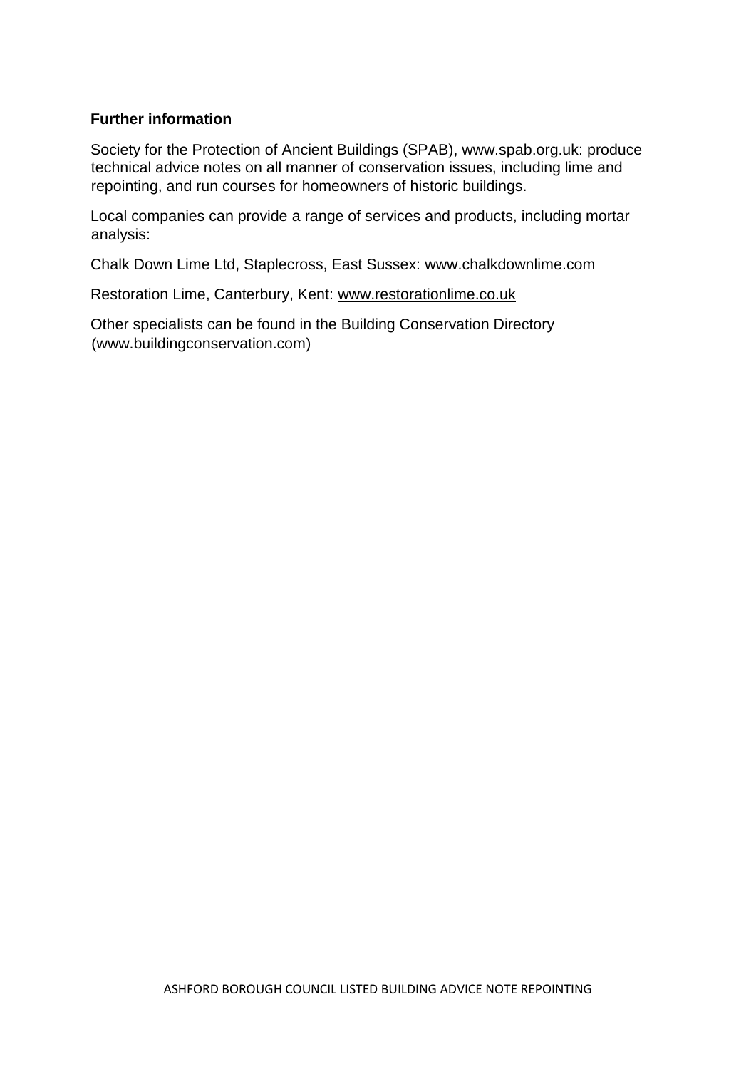### Further information

Society for the Protection of Ancient Buildings (SPAB), www.spab.org.uk: produce technical advice notes on all manner of conservation issues, including lime and repointing, and run courses for homeowners of historic buildings.

Local companies can provide a range of services and products, including mortar analysis:

Chalk Down Lime Ltd, Staplecross, East Sussex: www.chalkdownlime.com

Restoration Lime, Canterbury, Kent: www.restorationlime.co.uk

Other specialists can be found in the Building Conservation Directory (www.buildingconservation.com)